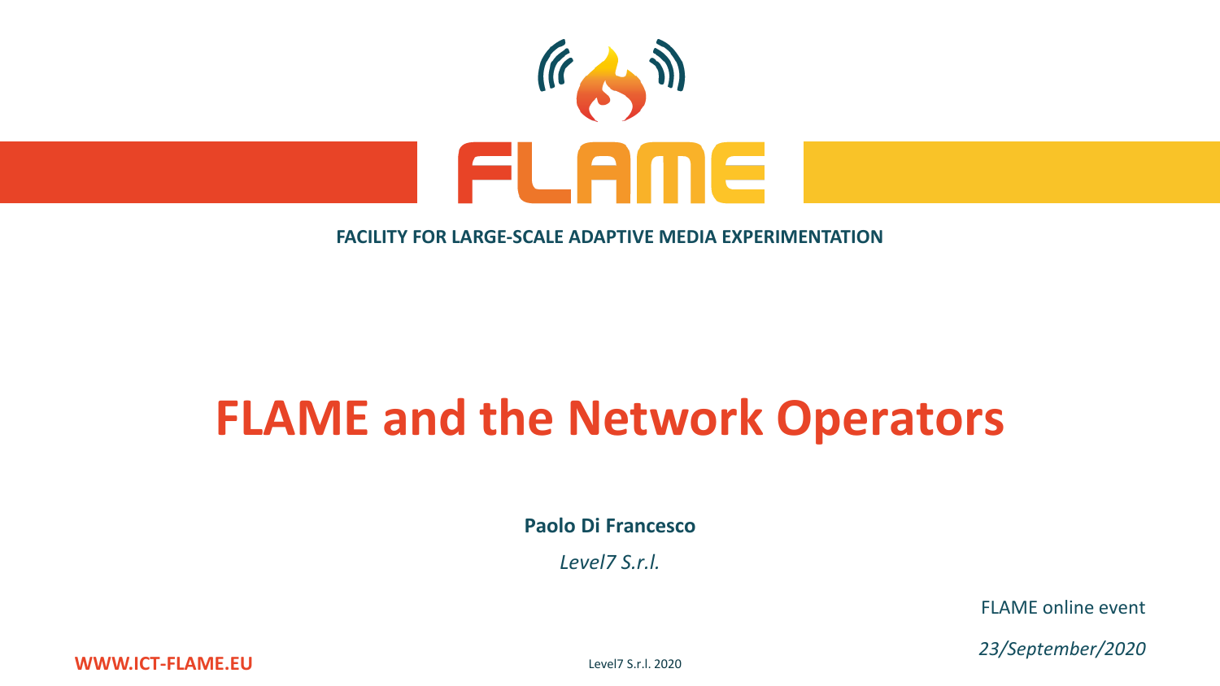FLAME

FACILITY FOR LARGE-SCALE ADAPTIVE MEDIA EXPERIMENTATION

# FLAME and the Network Operators

**Paolo Di Francesco**

*Level7 S.r.l.*

FLAME online event

*23/September/2020*

WWW.ICT-FLAME.EU

Level7 S.r.l. 2020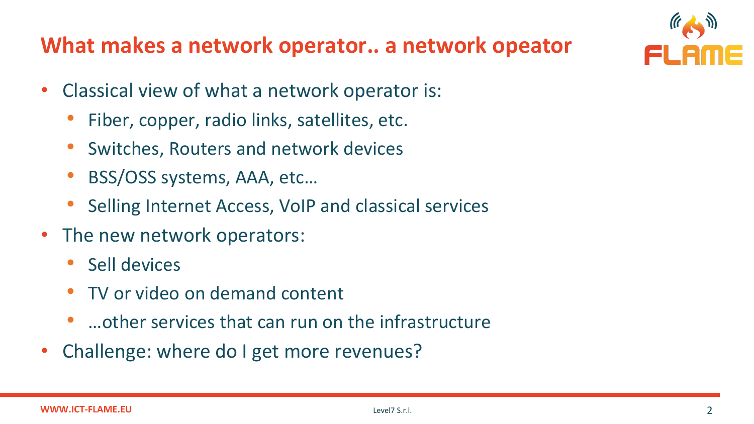## What makes a network operator.. a network opeator

- Classical view of what a network operator is:
  - Fiber, copper, radio links, satellites, etc.
  - Switches, Routers and network devices
  - BSS/OSS systems, AAA, etc…
  - Selling Internet Access, VoIP and classical services
- The new network operators:
  - Sell devices
  - TV or video on demand content
  - …other services that can run on the infrastructure
- Challenge: where do I get more revenues?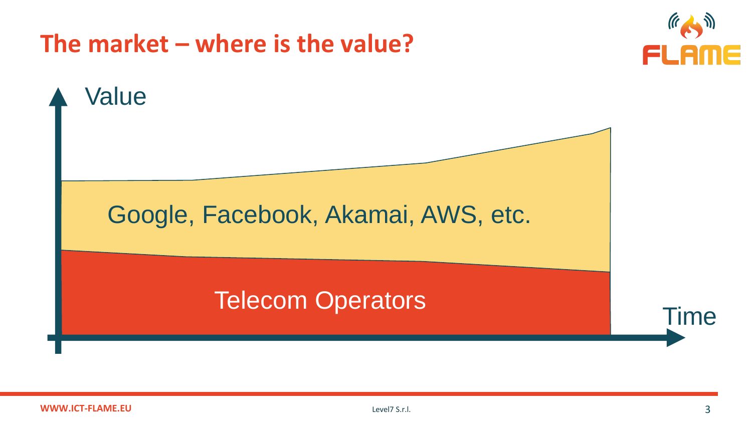# The market – where is the value?

Value

Google, Facebook, Akamai, AWS, etc.

Telecom Operators

Time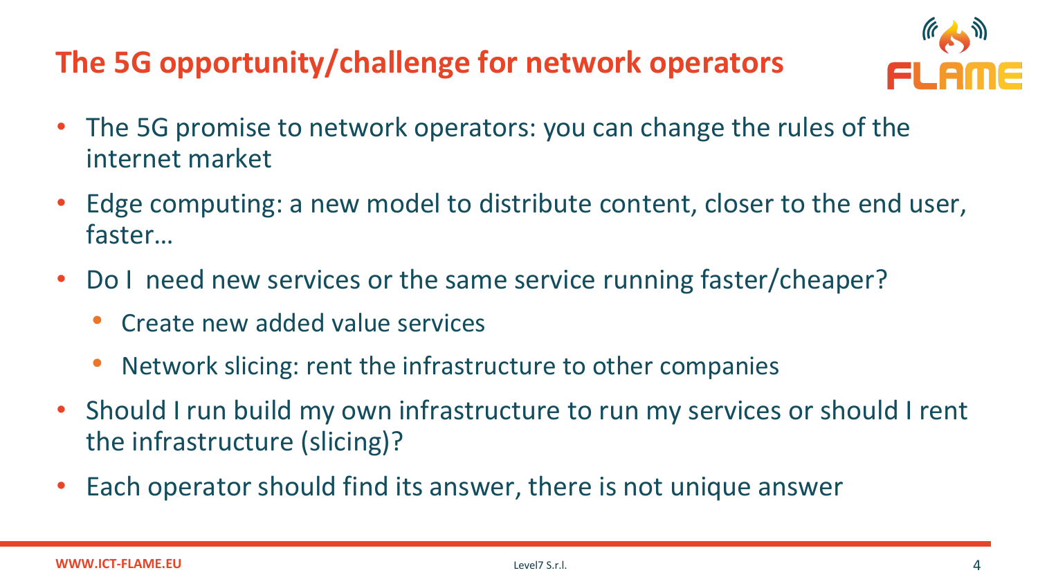# The 5G opportunity/challenge for network operators

- The 5G promise to network operators: you can change the rules of the internet market
- Edge computing: a new model to distribute content, closer to the end user, faster…
- Do I  need new services or the same service running faster/cheaper?
  - Create new added value services
  - Network slicing: rent the infrastructure to other companies
- Should I run build my own infrastructure to run my services or should I rent the infrastructure (slicing)?
- Each operator should find its answer, there is not unique answer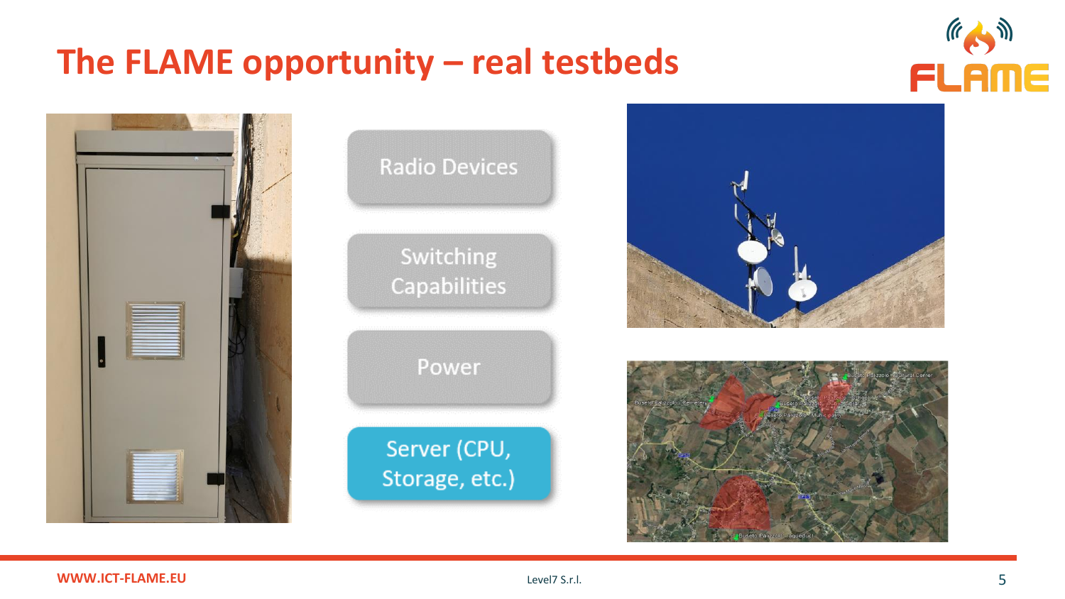# The FLAME opportunity – real testbeds

- Radio Devices
- Switching Capabilities
- Power
- Server (CPU, Storage, etc.)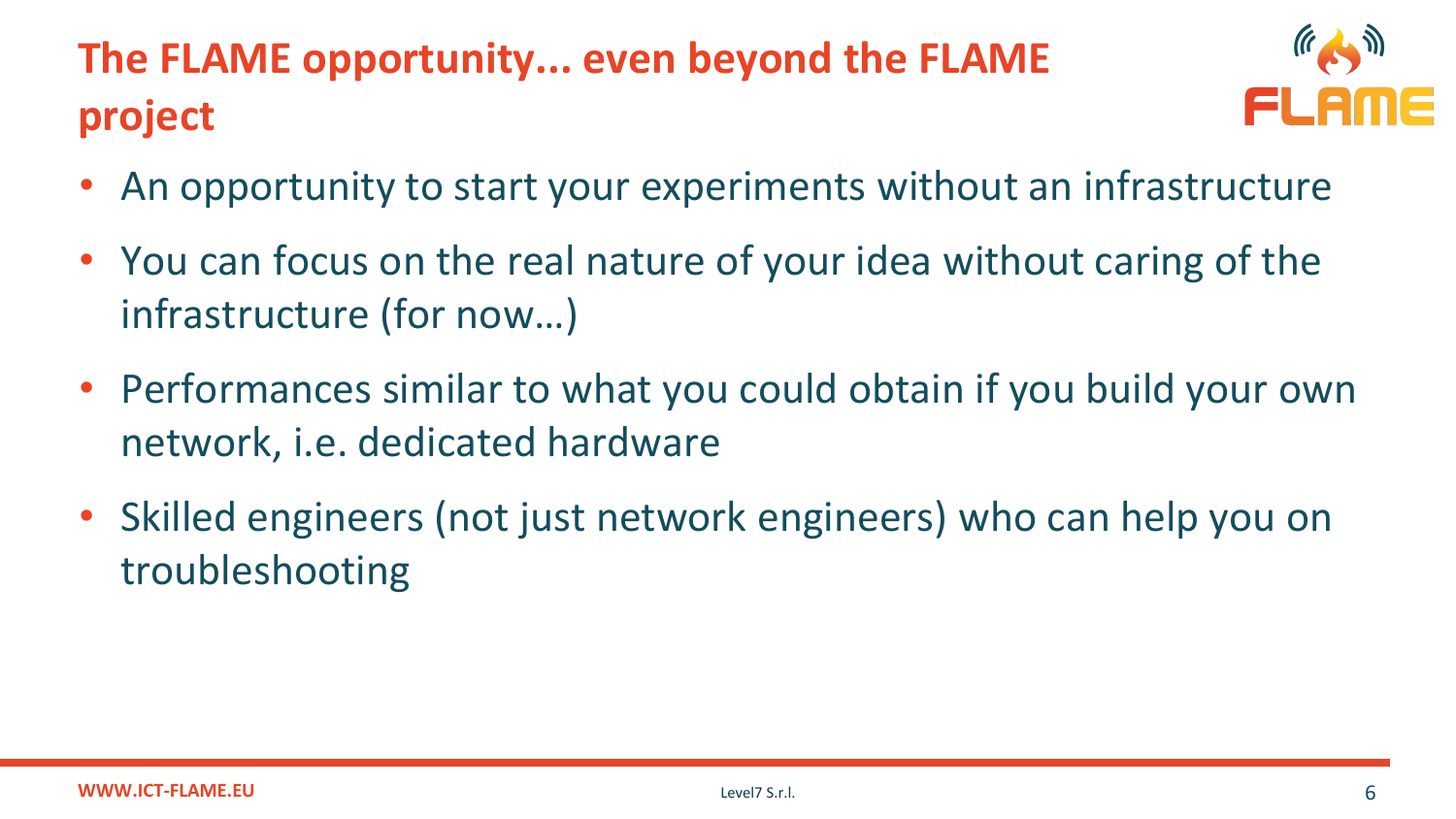# The FLAME opportunity... even beyond the FLAME project

- An opportunity to start your experiments without an infrastructure
- You can focus on the real nature of your idea without caring of the infrastructure (for now…)
- Performances similar to what you could obtain if you build your own network, i.e. dedicated hardware
- Skilled engineers (not just network engineers) who can help you on troubleshooting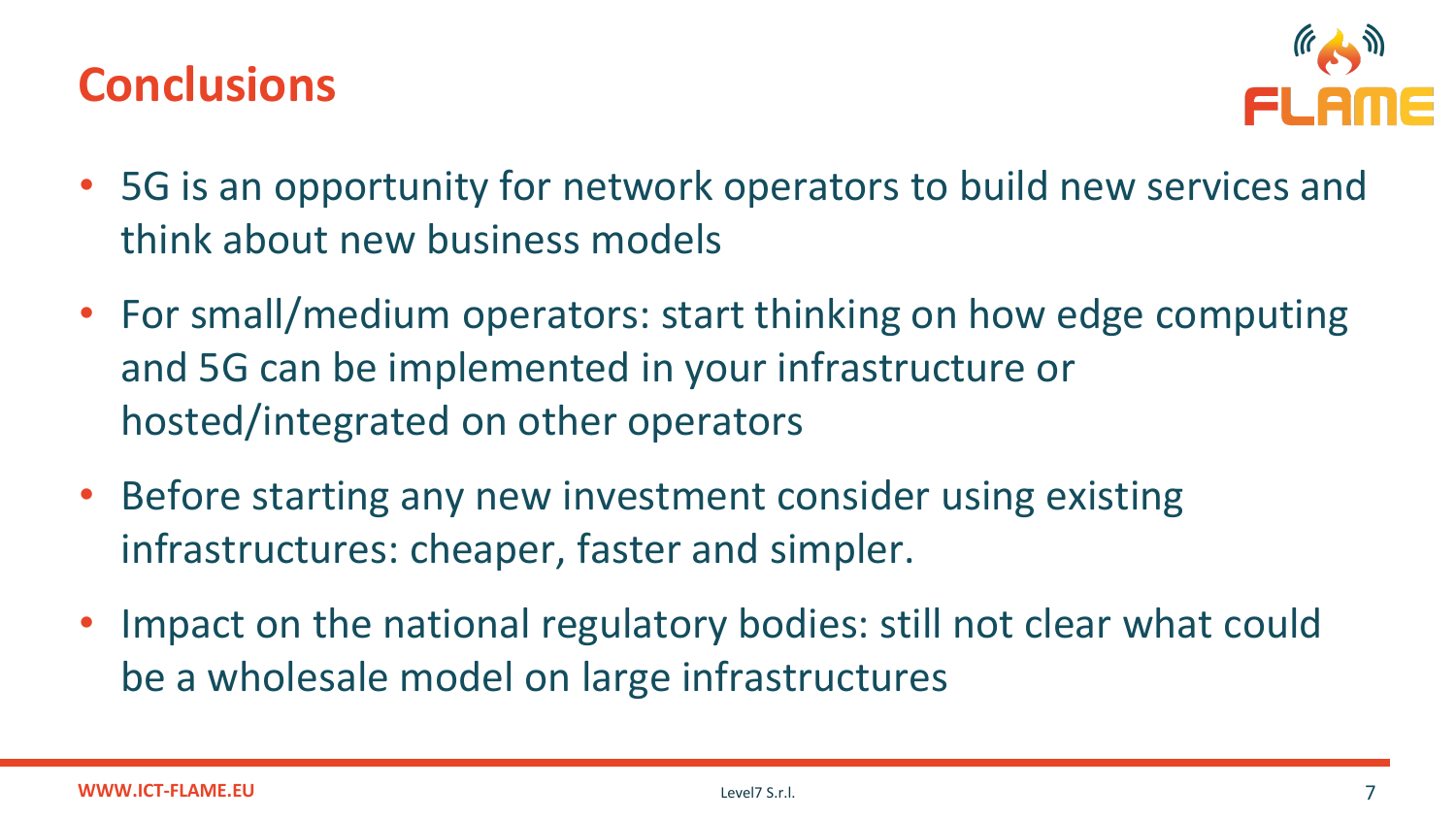# Conclusions

- 5G is an opportunity for network operators to build new services and think about new business models
- For small/medium operators: start thinking on how edge computing and 5G can be implemented in your infrastructure or hosted/integrated on other operators
- Before starting any new investment consider using existing infrastructures: cheaper, faster and simpler.
- Impact on the national regulatory bodies: still not clear what could be a wholesale model on large infrastructures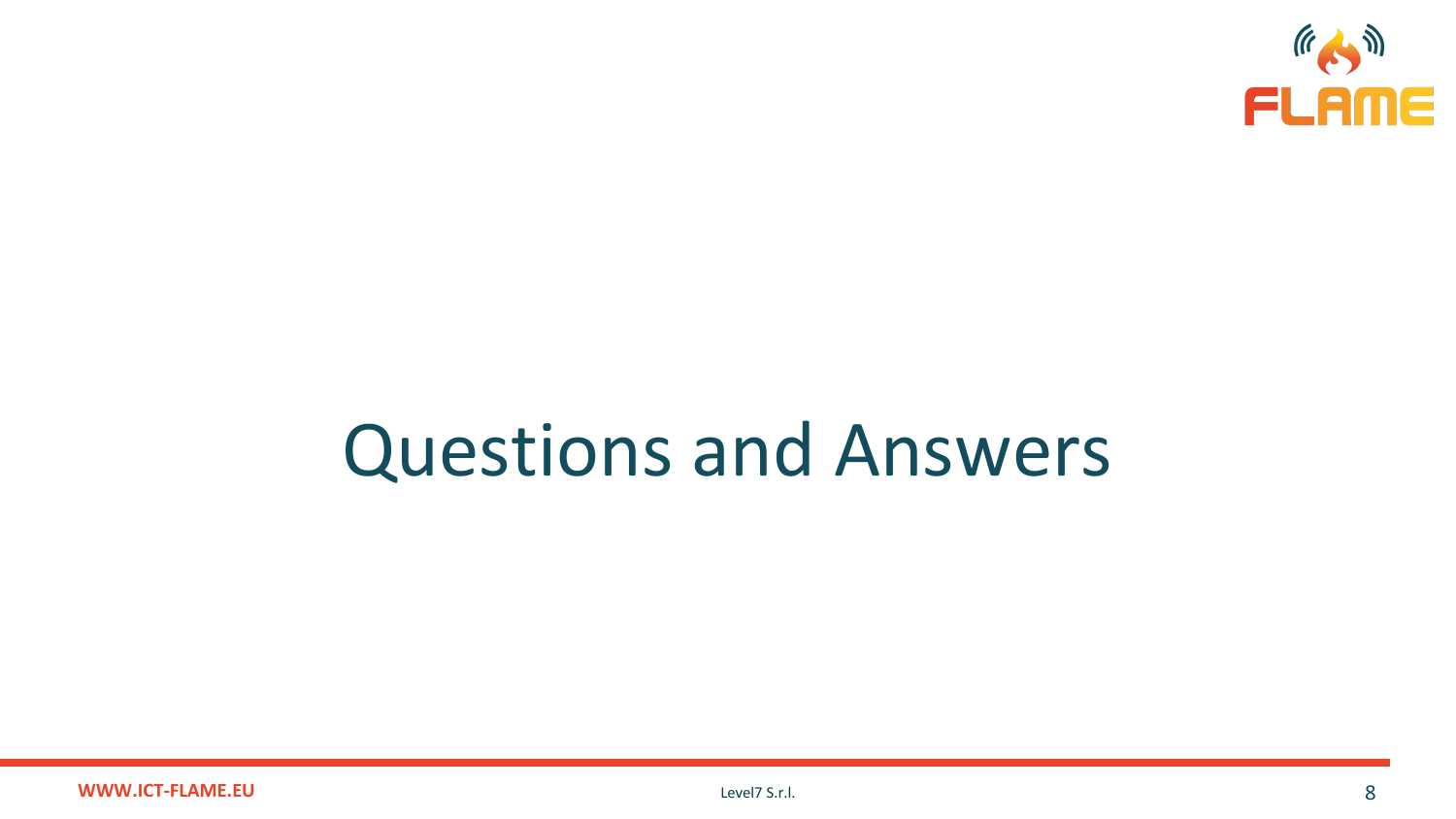# Questions and Answers